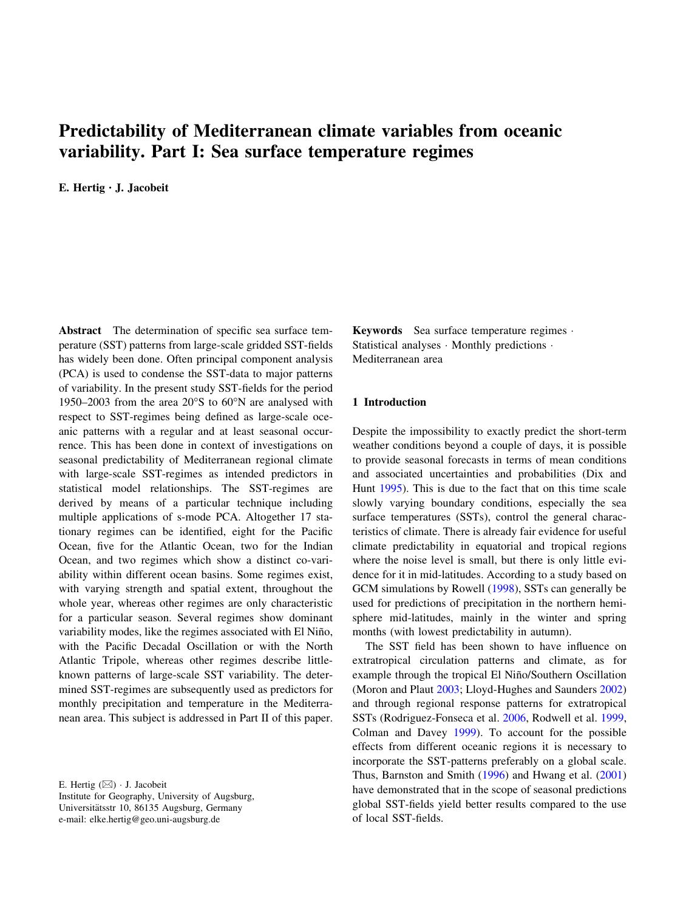# Predictability of Mediterranean climate variables from oceanic variability. Part I: Sea surface temperature regimes

**E. Hertig · J. Jacobeit**

**Abstract** The determination of specific sea surface temperature (SST) patterns from large-scale gridded SST-fields has widely been done. Often principal component analysis (PCA) is used to condense the SST-data to major patterns of variability. In the present study SST-fields for the period 1950–2003 from the area 20°S to 60°N are analysed with respect to SST-regimes being defined as large-scale oceanic patterns with a regular and at least seasonal occurrence. This has been done in context of investigations on seasonal predictability of Mediterranean regional climate with large-scale SST-regimes as intended predictors in statistical model relationships. The SST-regimes are derived by means of a particular technique including multiple applications of s-mode PCA. Altogether 17 stationary regimes can be identified, eight for the Pacific Ocean, five for the Atlantic Ocean, two for the Indian Ocean, and two regimes which show a distinct co-variability within different ocean basins. Some regimes exist, with varying strength and spatial extent, throughout the whole year, whereas other regimes are only characteristic for a particular season. Several regimes show dominant variability modes, like the regimes associated with El Niño, with the Pacific Decadal Oscillation or with the North Atlantic Tripole, whereas other regimes describe little-known patterns of large-scale SST variability. The determined SST-regimes are subsequently used as predictors for monthly precipitation and temperature in the Mediterranean area. This subject is addressed in Part II of this paper.

**Keywords** Sea surface temperature regimes · Statistical analyses · Monthly predictions · Mediterranean area

E. Hertig (✉) · J. Jacobeit
Institute for Geography, University of Augsburg, Universitätsstr 10, 86135 Augsburg, Germany
e-mail: elke.hertig@geo.uni-augsburg.de

## 1 Introduction

Despite the impossibility to exactly predict the short-term weather conditions beyond a couple of days, it is possible to provide seasonal forecasts in terms of mean conditions and associated uncertainties and probabilities (Dix and Hunt 1995). This is due to the fact that on this time scale slowly varying boundary conditions, especially the sea surface temperatures (SSTs), control the general characteristics of climate. There is already fair evidence for useful climate predictability in equatorial and tropical regions where the noise level is small, but there is only little evidence for it in mid-latitudes. According to a study based on GCM simulations by Rowell (1998), SSTs can generally be used for predictions of precipitation in the northern hemisphere mid-latitudes, mainly in the winter and spring months (with lowest predictability in autumn).

The SST field has been shown to have influence on extratropical circulation patterns and climate, as for example through the tropical El Niño/Southern Oscillation (Moron and Plaut 2003; Lloyd-Hughes and Saunders 2002) and through regional response patterns for extratropical SSTs (Rodriguez-Fonseca et al. 2006, Rodwell et al. 1999, Colman and Davey 1999). To account for the possible effects from different oceanic regions it is necessary to incorporate the SST-patterns preferably on a global scale. Thus, Barnston and Smith (1996) and Hwang et al. (2001) have demonstrated that in the scope of seasonal predictions global SST-fields yield better results compared to the use of local SST-fields.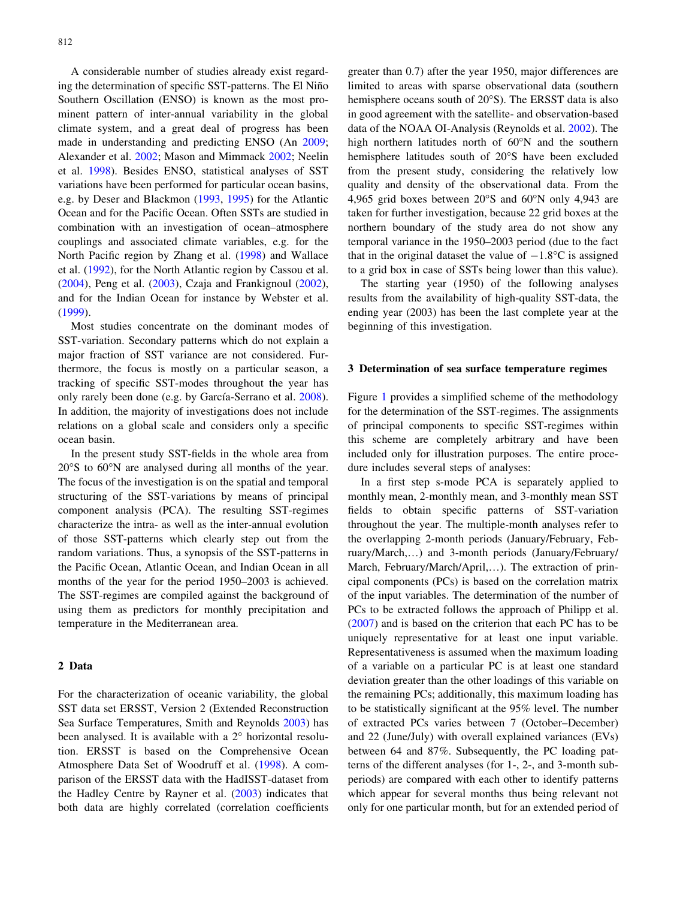A considerable number of studies already exist regarding the determination of specific SST-patterns. The El Niño Southern Oscillation (ENSO) is known as the most prominent pattern of inter-annual variability in the global climate system, and a great deal of progress has been made in understanding and predicting ENSO (An 2009; Alexander et al. 2002; Mason and Mimmack 2002; Neelin et al. 1998). Besides ENSO, statistical analyses of SST variations have been performed for particular ocean basins, e.g. by Deser and Blackmon (1993, 1995) for the Atlantic Ocean and for the Pacific Ocean. Often SSTs are studied in combination with an investigation of ocean–atmosphere couplings and associated climate variables, e.g. for the North Pacific region by Zhang et al. (1998) and Wallace et al. (1992), for the North Atlantic region by Cassou et al. (2004), Peng et al. (2003), Czaja and Frankignoul (2002), and for the Indian Ocean for instance by Webster et al. (1999).

Most studies concentrate on the dominant modes of SST-variation. Secondary patterns which do not explain a major fraction of SST variance are not considered. Furthermore, the focus is mostly on a particular season, a tracking of specific SST-modes throughout the year has only rarely been done (e.g. by García-Serrano et al. 2008). In addition, the majority of investigations does not include relations on a global scale and considers only a specific ocean basin.

In the present study SST-fields in the whole area from 20°S to 60°N are analysed during all months of the year. The focus of the investigation is on the spatial and temporal structuring of the SST-variations by means of principal component analysis (PCA). The resulting SST-regimes characterize the intra- as well as the inter-annual evolution of those SST-patterns which clearly step out from the random variations. Thus, a synopsis of the SST-patterns in the Pacific Ocean, Atlantic Ocean, and Indian Ocean in all months of the year for the period 1950–2003 is achieved. The SST-regimes are compiled against the background of using them as predictors for monthly precipitation and temperature in the Mediterranean area.

## 2 Data

For the characterization of oceanic variability, the global SST data set ERSST, Version 2 (Extended Reconstruction Sea Surface Temperatures, Smith and Reynolds 2003) has been analysed. It is available with a 2° horizontal resolution. ERSST is based on the Comprehensive Ocean Atmosphere Data Set of Woodruff et al. (1998). A comparison of the ERSST data with the HadISST-dataset from the Hadley Centre by Rayner et al. (2003) indicates that both data are highly correlated (correlation coefficients greater than 0.7) after the year 1950, major differences are limited to areas with sparse observational data (southern hemisphere oceans south of 20°S). The ERSST data is also in good agreement with the satellite- and observation-based data of the NOAA OI-Analysis (Reynolds et al. 2002). The high northern latitudes north of 60°N and the southern hemisphere latitudes south of 20°S have been excluded from the present study, considering the relatively low quality and density of the observational data. From the 4,965 grid boxes between 20°S and 60°N only 4,943 are taken for further investigation, because 22 grid boxes at the northern boundary of the study area do not show any temporal variance in the 1950–2003 period (due to the fact that in the original dataset the value of −1.8°C is assigned to a grid box in case of SSTs being lower than this value).

The starting year (1950) of the following analyses results from the availability of high-quality SST-data, the ending year (2003) has been the last complete year at the beginning of this investigation.

## 3 Determination of sea surface temperature regimes

Figure 1 provides a simplified scheme of the methodology for the determination of the SST-regimes. The assignments of principal components to specific SST-regimes within this scheme are completely arbitrary and have been included only for illustration purposes. The entire procedure includes several steps of analyses:

In a first step s-mode PCA is separately applied to monthly mean, 2-monthly mean, and 3-monthly mean SST fields to obtain specific patterns of SST-variation throughout the year. The multiple-month analyses refer to the overlapping 2-month periods (January/February, February/March,…) and 3-month periods (January/February/March, February/March/April,…). The extraction of principal components (PCs) is based on the correlation matrix of the input variables. The determination of the number of PCs to be extracted follows the approach of Philipp et al. (2007) and is based on the criterion that each PC has to be uniquely representative for at least one input variable. Representativeness is assumed when the maximum loading of a variable on a particular PC is at least one standard deviation greater than the other loadings of this variable on the remaining PCs; additionally, this maximum loading has to be statistically significant at the 95% level. The number of extracted PCs varies between 7 (October–December) and 22 (June/July) with overall explained variances (EVs) between 64 and 87%. Subsequently, the PC loading patterns of the different analyses (for 1-, 2-, and 3-month subperiods) are compared with each other to identify patterns which appear for several months thus being relevant not only for one particular month, but for an extended period of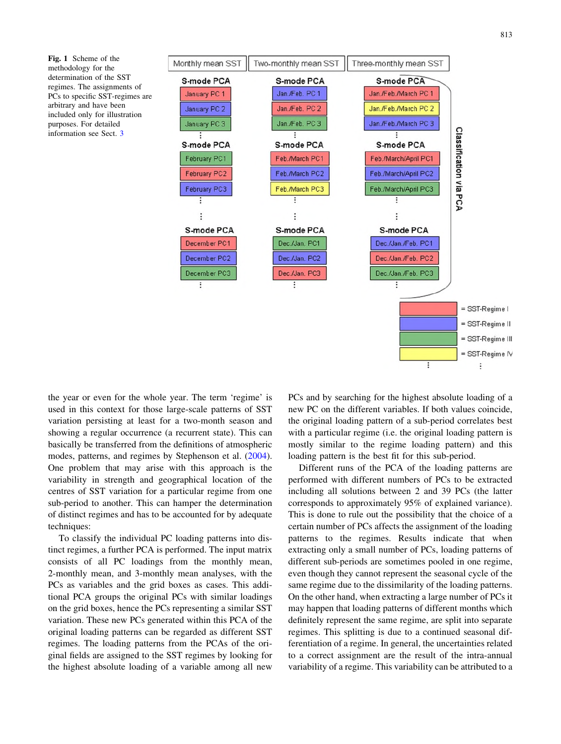Monthly mean SST

Two-monthly mean SST

Three-monthly mean SST

S-mode PCA

January PC 1

January PC 2

January PC 3

S-mode PCA

February PC1

February PC2

February PC3

S-mode PCA

December PC1

December PC2

December PC3

S-mode PCA

Jan./Feb. PC 1

Jan./Feb. PC 2

Jan./Feb. PC 3

S-mode PCA

Feb./March PC1

Feb./March PC2

Feb./March PC3

S-mode PCA

Dec./Jan. PC1

Dec./Jan. PC2

Dec./Jan. PC3

S-mode PCA

Jan./Feb./March PC 1

Jan./Feb./March PC 2

Jan./Feb./March PC 3

S-mode PCA

Feb./March/April PC1

Feb./March/April PC2

Feb./March/April PC3

S-mode PCA

Dec./Jan./Feb. PC1

Dec./Jan./Feb. PC2

Dec./Jan./Feb. PC3

Classification via PCA

= SST-Regime I

= SST-Regime II

= SST-Regime III

= SST-Regime IV

**Fig. 1** Scheme of the methodology for the determination of the SST regimes. The assignments of PCs to specific SST-regimes are arbitrary and have been included only for illustration purposes. For detailed information see Sect. 3

the year or even for the whole year. The term 'regime' is used in this context for those large-scale patterns of SST variation persisting at least for a two-month season and showing a regular occurrence (a recurrent state). This can basically be transferred from the definitions of atmospheric modes, patterns, and regimes by Stephenson et al. (2004). One problem that may arise with this approach is the variability in strength and geographical location of the centres of SST variation for a particular regime from one sub-period to another. This can hamper the determination of distinct regimes and has to be accounted for by adequate techniques:

To classify the individual PC loading patterns into distinct regimes, a further PCA is performed. The input matrix consists of all PC loadings from the monthly mean, 2-monthly mean, and 3-monthly mean analyses, with the PCs as variables and the grid boxes as cases. This additional PCA groups the original PCs with similar loadings on the grid boxes, hence the PCs representing a similar SST variation. These new PCs generated within this PCA of the original loading patterns can be regarded as different SST regimes. The loading patterns from the PCAs of the original fields are assigned to the SST regimes by looking for the highest absolute loading of a variable among all new PCs and by searching for the highest absolute loading of a new PC on the different variables. If both values coincide, the original loading pattern of a sub-period correlates best with a particular regime (i.e. the original loading pattern is mostly similar to the regime loading pattern) and this loading pattern is the best fit for this sub-period.

Different runs of the PCA of the loading patterns are performed with different numbers of PCs to be extracted including all solutions between 2 and 39 PCs (the latter corresponds to approximately 95% of explained variance). This is done to rule out the possibility that the choice of a certain number of PCs affects the assignment of the loading patterns to the regimes. Results indicate that when extracting only a small number of PCs, loading patterns of different sub-periods are sometimes pooled in one regime, even though they cannot represent the seasonal cycle of the same regime due to the dissimilarity of the loading patterns. On the other hand, when extracting a large number of PCs it may happen that loading patterns of different months which definitely represent the same regime, are split into separate regimes. This splitting is due to a continued seasonal differentiation of a regime. In general, the uncertainties related to a correct assignment are the result of the intra-annual variability of a regime. This variability can be attributed to a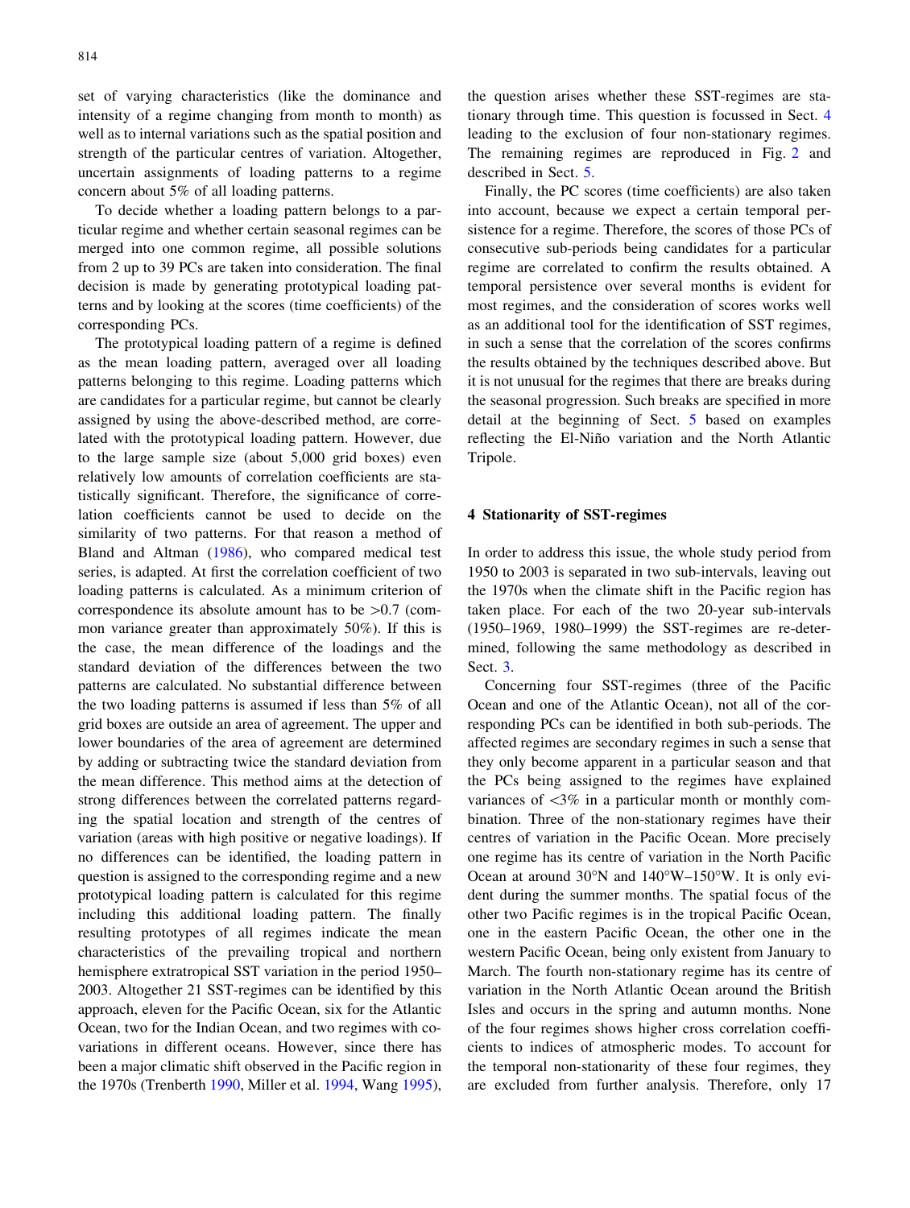set of varying characteristics (like the dominance and intensity of a regime changing from month to month) as well as to internal variations such as the spatial position and strength of the particular centres of variation. Altogether, uncertain assignments of loading patterns to a regime concern about 5% of all loading patterns.

To decide whether a loading pattern belongs to a particular regime and whether certain seasonal regimes can be merged into one common regime, all possible solutions from 2 up to 39 PCs are taken into consideration. The final decision is made by generating prototypical loading patterns and by looking at the scores (time coefficients) of the corresponding PCs.

The prototypical loading pattern of a regime is defined as the mean loading pattern, averaged over all loading patterns belonging to this regime. Loading patterns which are candidates for a particular regime, but cannot be clearly assigned by using the above-described method, are correlated with the prototypical loading pattern. However, due to the large sample size (about 5,000 grid boxes) even relatively low amounts of correlation coefficients are statistically significant. Therefore, the significance of correlation coefficients cannot be used to decide on the similarity of two patterns. For that reason a method of Bland and Altman (1986), who compared medical test series, is adapted. At first the correlation coefficient of two loading patterns is calculated. As a minimum criterion of correspondence its absolute amount has to be $>0.7$ (common variance greater than approximately 50%). If this is the case, the mean difference of the loadings and the standard deviation of the differences between the two patterns are calculated. No substantial difference between the two loading patterns is assumed if less than 5% of all grid boxes are outside an area of agreement. The upper and lower boundaries of the area of agreement are determined by adding or subtracting twice the standard deviation from the mean difference. This method aims at the detection of strong differences between the correlated patterns regarding the spatial location and strength of the centres of variation (areas with high positive or negative loadings). If no differences can be identified, the loading pattern in question is assigned to the corresponding regime and a new prototypical loading pattern is calculated for this regime including this additional loading pattern. The finally resulting prototypes of all regimes indicate the mean characteristics of the prevailing tropical and northern hemisphere extratropical SST variation in the period 1950–2003. Altogether 21 SST-regimes can be identified by this approach, eleven for the Pacific Ocean, six for the Atlantic Ocean, two for the Indian Ocean, and two regimes with co-variations in different oceans. However, since there has been a major climatic shift observed in the Pacific region in the 1970s (Trenberth 1990, Miller et al. 1994, Wang 1995), the question arises whether these SST-regimes are stationary through time. This question is focussed in Sect. 4 leading to the exclusion of four non-stationary regimes. The remaining regimes are reproduced in Fig. 2 and described in Sect. 5.

Finally, the PC scores (time coefficients) are also taken into account, because we expect a certain temporal persistence for a regime. Therefore, the scores of those PCs of consecutive sub-periods being candidates for a particular regime are correlated to confirm the results obtained. A temporal persistence over several months is evident for most regimes, and the consideration of scores works well as an additional tool for the identification of SST regimes, in such a sense that the correlation of the scores confirms the results obtained by the techniques described above. But it is not unusual for the regimes that there are breaks during the seasonal progression. Such breaks are specified in more detail at the beginning of Sect. 5 based on examples reflecting the El-Niño variation and the North Atlantic Tripole.

## 4 Stationarity of SST-regimes

In order to address this issue, the whole study period from 1950 to 2003 is separated in two sub-intervals, leaving out the 1970s when the climate shift in the Pacific region has taken place. For each of the two 20-year sub-intervals (1950–1969, 1980–1999) the SST-regimes are re-determined, following the same methodology as described in Sect. 3.

Concerning four SST-regimes (three of the Pacific Ocean and one of the Atlantic Ocean), not all of the corresponding PCs can be identified in both sub-periods. The affected regimes are secondary regimes in such a sense that they only become apparent in a particular season and that the PCs being assigned to the regimes have explained variances of $<3\%$ in a particular month or monthly combination. Three of the non-stationary regimes have their centres of variation in the Pacific Ocean. More precisely one regime has its centre of variation in the North Pacific Ocean at around 30°N and 140°W–150°W. It is only evident during the summer months. The spatial focus of the other two Pacific regimes is in the tropical Pacific Ocean, one in the eastern Pacific Ocean, the other one in the western Pacific Ocean, being only existent from January to March. The fourth non-stationary regime has its centre of variation in the North Atlantic Ocean around the British Isles and occurs in the spring and autumn months. None of the four regimes shows higher cross correlation coefficients to indices of atmospheric modes. To account for the temporal non-stationarity of these four regimes, they are excluded from further analysis. Therefore, only 17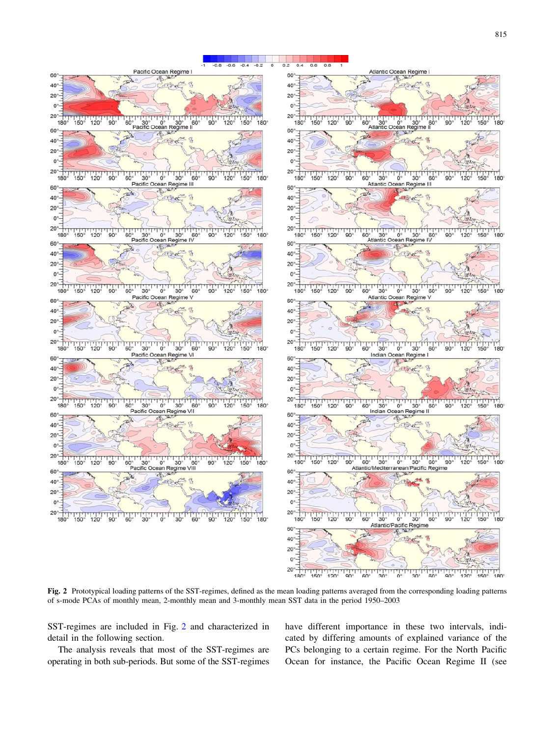**Fig. 2** Prototypical loading patterns of the SST-regimes, defined as the mean loading patterns averaged from the corresponding loading patterns of s-mode PCAs of monthly mean, 2-monthly mean and 3-monthly mean SST data in the period 1950–2003

SST-regimes are included in Fig. 2 and characterized in detail in the following section.

The analysis reveals that most of the SST-regimes are operating in both sub-periods. But some of the SST-regimes have different importance in these two intervals, indicated by differing amounts of explained variance of the PCs belonging to a certain regime. For the North Pacific Ocean for instance, the Pacific Ocean Regime II (see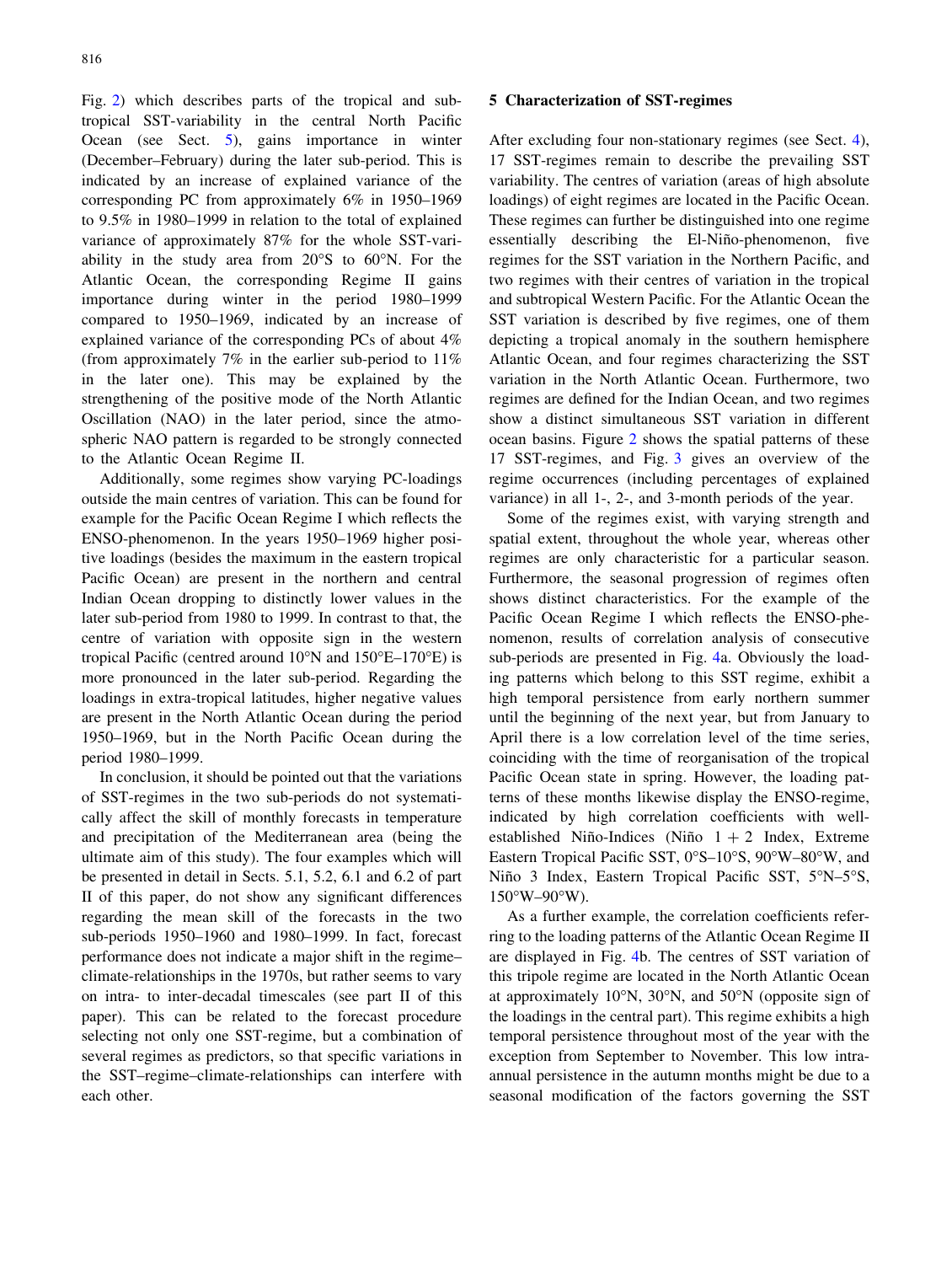Fig. 2) which describes parts of the tropical and subtropical SST-variability in the central North Pacific Ocean (see Sect. 5), gains importance in winter (December–February) during the later sub-period. This is indicated by an increase of explained variance of the corresponding PC from approximately 6% in 1950–1969 to 9.5% in 1980–1999 in relation to the total of explained variance of approximately 87% for the whole SST-variability in the study area from 20°S to 60°N. For the Atlantic Ocean, the corresponding Regime II gains importance during winter in the period 1980–1999 compared to 1950–1969, indicated by an increase of explained variance of the corresponding PCs of about 4% (from approximately 7% in the earlier sub-period to 11% in the later one). This may be explained by the strengthening of the positive mode of the North Atlantic Oscillation (NAO) in the later period, since the atmospheric NAO pattern is regarded to be strongly connected to the Atlantic Ocean Regime II.

Additionally, some regimes show varying PC-loadings outside the main centres of variation. This can be found for example for the Pacific Ocean Regime I which reflects the ENSO-phenomenon. In the years 1950–1969 higher positive loadings (besides the maximum in the eastern tropical Pacific Ocean) are present in the northern and central Indian Ocean dropping to distinctly lower values in the later sub-period from 1980 to 1999. In contrast to that, the centre of variation with opposite sign in the western tropical Pacific (centred around 10°N and 150°E–170°E) is more pronounced in the later sub-period. Regarding the loadings in extra-tropical latitudes, higher negative values are present in the North Atlantic Ocean during the period 1950–1969, but in the North Pacific Ocean during the period 1980–1999.

In conclusion, it should be pointed out that the variations of SST-regimes in the two sub-periods do not systematically affect the skill of monthly forecasts in temperature and precipitation of the Mediterranean area (being the ultimate aim of this study). The four examples which will be presented in detail in Sects. 5.1, 5.2, 6.1 and 6.2 of part II of this paper, do not show any significant differences regarding the mean skill of the forecasts in the two sub-periods 1950–1960 and 1980–1999. In fact, forecast performance does not indicate a major shift in the regime–climate-relationships in the 1970s, but rather seems to vary on intra- to inter-decadal timescales (see part II of this paper). This can be related to the forecast procedure selecting not only one SST-regime, but a combination of several regimes as predictors, so that specific variations in the SST–regime–climate-relationships can interfere with each other.

## 5 Characterization of SST-regimes

After excluding four non-stationary regimes (see Sect. 4), 17 SST-regimes remain to describe the prevailing SST variability. The centres of variation (areas of high absolute loadings) of eight regimes are located in the Pacific Ocean. These regimes can further be distinguished into one regime essentially describing the El-Niño-phenomenon, five regimes for the SST variation in the Northern Pacific, and two regimes with their centres of variation in the tropical and subtropical Western Pacific. For the Atlantic Ocean the SST variation is described by five regimes, one of them depicting a tropical anomaly in the southern hemisphere Atlantic Ocean, and four regimes characterizing the SST variation in the North Atlantic Ocean. Furthermore, two regimes are defined for the Indian Ocean, and two regimes show a distinct simultaneous SST variation in different ocean basins. Figure 2 shows the spatial patterns of these 17 SST-regimes, and Fig. 3 gives an overview of the regime occurrences (including percentages of explained variance) in all 1-, 2-, and 3-month periods of the year.

Some of the regimes exist, with varying strength and spatial extent, throughout the whole year, whereas other regimes are only characteristic for a particular season. Furthermore, the seasonal progression of regimes often shows distinct characteristics. For the example of the Pacific Ocean Regime I which reflects the ENSO-phenomenon, results of correlation analysis of consecutive sub-periods are presented in Fig. 4a. Obviously the loading patterns which belong to this SST regime, exhibit a high temporal persistence from early northern summer until the beginning of the next year, but from January to April there is a low correlation level of the time series, coinciding with the time of reorganisation of the tropical Pacific Ocean state in spring. However, the loading patterns of these months likewise display the ENSO-regime, indicated by high correlation coefficients with well-established Niño-Indices (Niño 1 + 2 Index, Extreme Eastern Tropical Pacific SST, 0°S–10°S, 90°W–80°W, and Niño 3 Index, Eastern Tropical Pacific SST, 5°N–5°S, 150°W–90°W).

As a further example, the correlation coefficients referring to the loading patterns of the Atlantic Ocean Regime II are displayed in Fig. 4b. The centres of SST variation of this tripole regime are located in the North Atlantic Ocean at approximately 10°N, 30°N, and 50°N (opposite sign of the loadings in the central part). This regime exhibits a high temporal persistence throughout most of the year with the exception from September to November. This low intra-annual persistence in the autumn months might be due to a seasonal modification of the factors governing the SST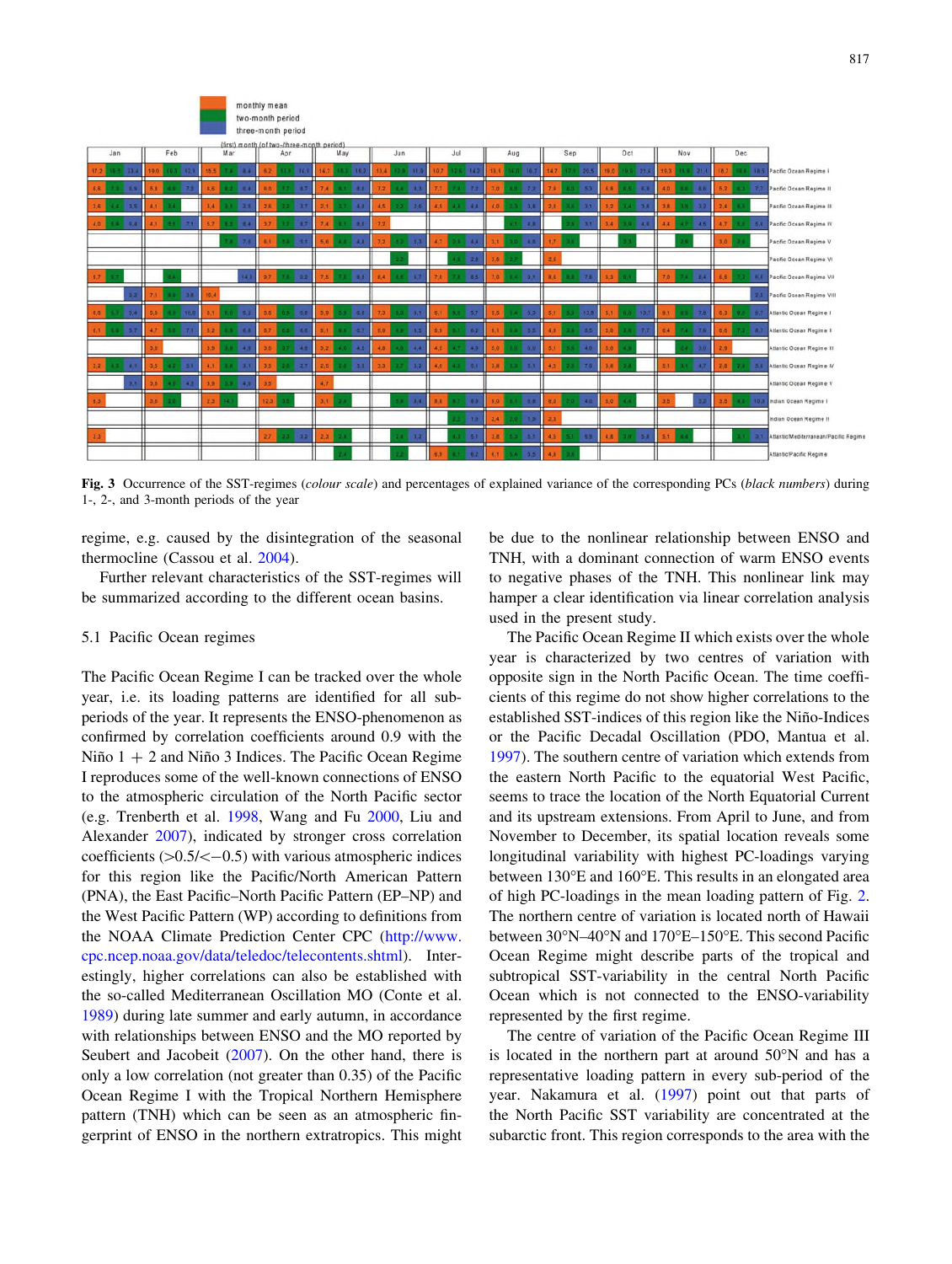**Fig. 3** Occurrence of the SST-regimes (*colour scale*) and percentages of explained variance of the corresponding PCs (*black numbers*) during 1-, 2-, and 3-month periods of the year

regime, e.g. caused by the disintegration of the seasonal thermocline (Cassou et al. 2004).

Further relevant characteristics of the SST-regimes will be summarized according to the different ocean basins.

## 5.1 Pacific Ocean regimes

The Pacific Ocean Regime I can be tracked over the whole year, i.e. its loading patterns are identified for all sub-periods of the year. It represents the ENSO-phenomenon as confirmed by correlation coefficients around 0.9 with the Niño 1 + 2 and Niño 3 Indices. The Pacific Ocean Regime I reproduces some of the well-known connections of ENSO to the atmospheric circulation of the North Pacific sector (e.g. Trenberth et al. 1998, Wang and Fu 2000, Liu and Alexander 2007), indicated by stronger cross correlation coefficients (>0.5/<−0.5) with various atmospheric indices for this region like the Pacific/North American Pattern (PNA), the East Pacific–North Pacific Pattern (EP–NP) and the West Pacific Pattern (WP) according to definitions from the NOAA Climate Prediction Center CPC (http://www.cpc.ncep.noaa.gov/data/teledoc/telecontents.shtml). Interestingly, higher correlations can also be established with the so-called Mediterranean Oscillation MO (Conte et al. 1989) during late summer and early autumn, in accordance with relationships between ENSO and the MO reported by Seubert and Jacobeit (2007). On the other hand, there is only a low correlation (not greater than 0.35) of the Pacific Ocean Regime I with the Tropical Northern Hemisphere pattern (TNH) which can be seen as an atmospheric fingerprint of ENSO in the northern extratropics. This might be due to the nonlinear relationship between ENSO and TNH, with a dominant connection of warm ENSO events to negative phases of the TNH. This nonlinear link may hamper a clear identification via linear correlation analysis used in the present study.

The Pacific Ocean Regime II which exists over the whole year is characterized by two centres of variation with opposite sign in the North Pacific Ocean. The time coefficients of this regime do not show higher correlations to the established SST-indices of this region like the Niño-Indices or the Pacific Decadal Oscillation (PDO, Mantua et al. 1997). The southern centre of variation which extends from the eastern North Pacific to the equatorial West Pacific, seems to trace the location of the North Equatorial Current and its upstream extensions. From April to June, and from November to December, its spatial location reveals some longitudinal variability with highest PC-loadings varying between 130°E and 160°E. This results in an elongated area of high PC-loadings in the mean loading pattern of Fig. 2. The northern centre of variation is located north of Hawaii between 30°N–40°N and 170°E–150°E. This second Pacific Ocean Regime might describe parts of the tropical and subtropical SST-variability in the central North Pacific Ocean which is not connected to the ENSO-variability represented by the first regime.

The centre of variation of the Pacific Ocean Regime III is located in the northern part at around 50°N and has a representative loading pattern in every sub-period of the year. Nakamura et al. (1997) point out that parts of the North Pacific SST variability are concentrated at the subarctic front. This region corresponds to the area with the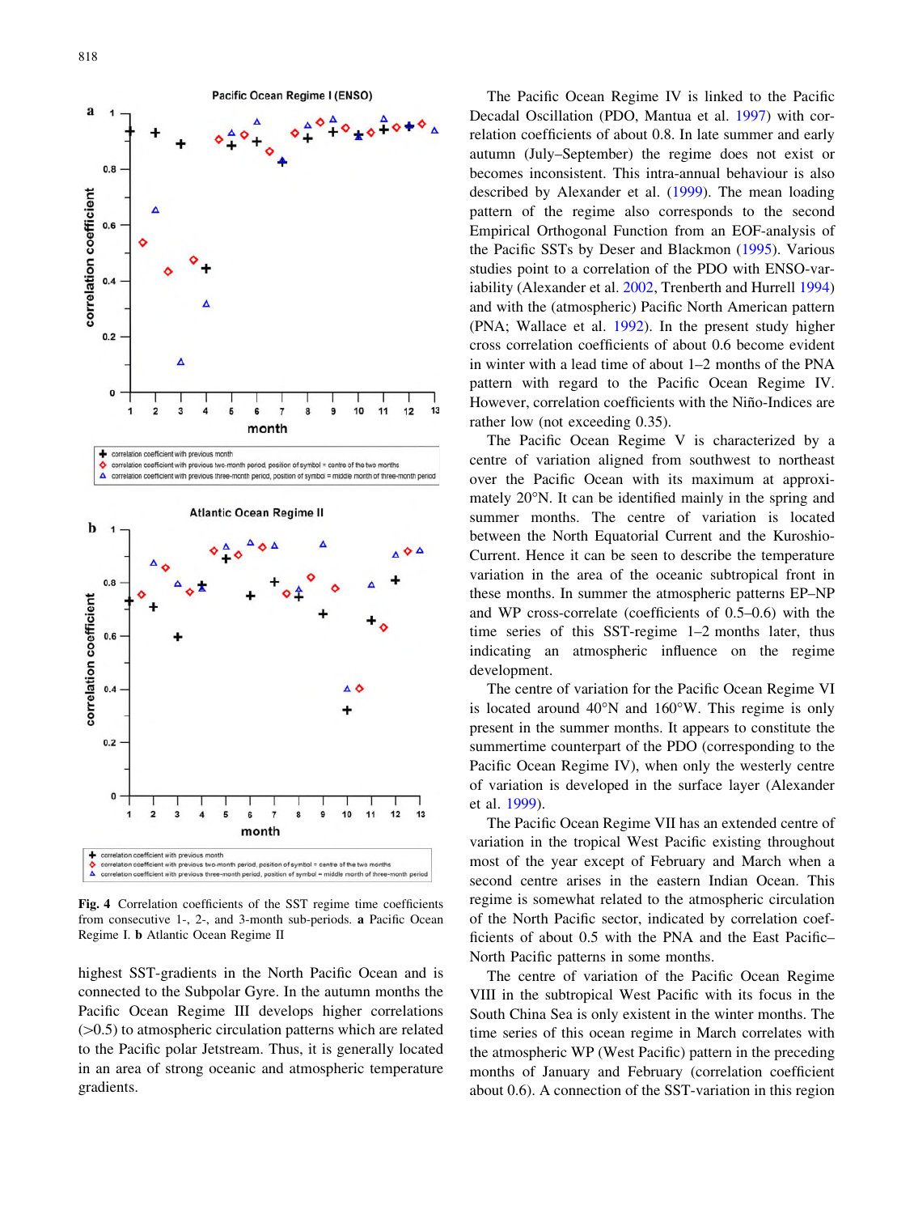Fig. 4 Correlation coefficients of the SST regime time coefficients from consecutive 1-, 2-, and 3-month sub-periods. **a** Pacific Ocean Regime I. **b** Atlantic Ocean Regime II

highest SST-gradients in the North Pacific Ocean and is connected to the Subpolar Gyre. In the autumn months the Pacific Ocean Regime III develops higher correlations (>0.5) to atmospheric circulation patterns which are related to the Pacific polar Jetstream. Thus, it is generally located in an area of strong oceanic and atmospheric temperature gradients.

The Pacific Ocean Regime IV is linked to the Pacific Decadal Oscillation (PDO, Mantua et al. 1997) with correlation coefficients of about 0.8. In late summer and early autumn (July–September) the regime does not exist or becomes inconsistent. This intra-annual behaviour is also described by Alexander et al. (1999). The mean loading pattern of the regime also corresponds to the second Empirical Orthogonal Function from an EOF-analysis of the Pacific SSTs by Deser and Blackmon (1995). Various studies point to a correlation of the PDO with ENSO-variability (Alexander et al. 2002, Trenberth and Hurrell 1994) and with the (atmospheric) Pacific North American pattern (PNA; Wallace et al. 1992). In the present study higher cross correlation coefficients of about 0.6 become evident in winter with a lead time of about 1–2 months of the PNA pattern with regard to the Pacific Ocean Regime IV. However, correlation coefficients with the Niño-Indices are rather low (not exceeding 0.35).

The Pacific Ocean Regime V is characterized by a centre of variation aligned from southwest to northeast over the Pacific Ocean with its maximum at approximately 20°N. It can be identified mainly in the spring and summer months. The centre of variation is located between the North Equatorial Current and the Kuroshio-Current. Hence it can be seen to describe the temperature variation in the area of the oceanic subtropical front in these months. In summer the atmospheric patterns EP–NP and WP cross-correlate (coefficients of 0.5–0.6) with the time series of this SST-regime 1–2 months later, thus indicating an atmospheric influence on the regime development.

The centre of variation for the Pacific Ocean Regime VI is located around 40°N and 160°W. This regime is only present in the summer months. It appears to constitute the summertime counterpart of the PDO (corresponding to the Pacific Ocean Regime IV), when only the westerly centre of variation is developed in the surface layer (Alexander et al. 1999).

The Pacific Ocean Regime VII has an extended centre of variation in the tropical West Pacific existing throughout most of the year except of February and March when a second centre arises in the eastern Indian Ocean. This regime is somewhat related to the atmospheric circulation of the North Pacific sector, indicated by correlation coefficients of about 0.5 with the PNA and the East Pacific–North Pacific patterns in some months.

The centre of variation of the Pacific Ocean Regime VIII in the subtropical West Pacific with its focus in the South China Sea is only existent in the winter months. The time series of this ocean regime in March correlates with the atmospheric WP (West Pacific) pattern in the preceding months of January and February (correlation coefficient about 0.6). A connection of the SST-variation in this region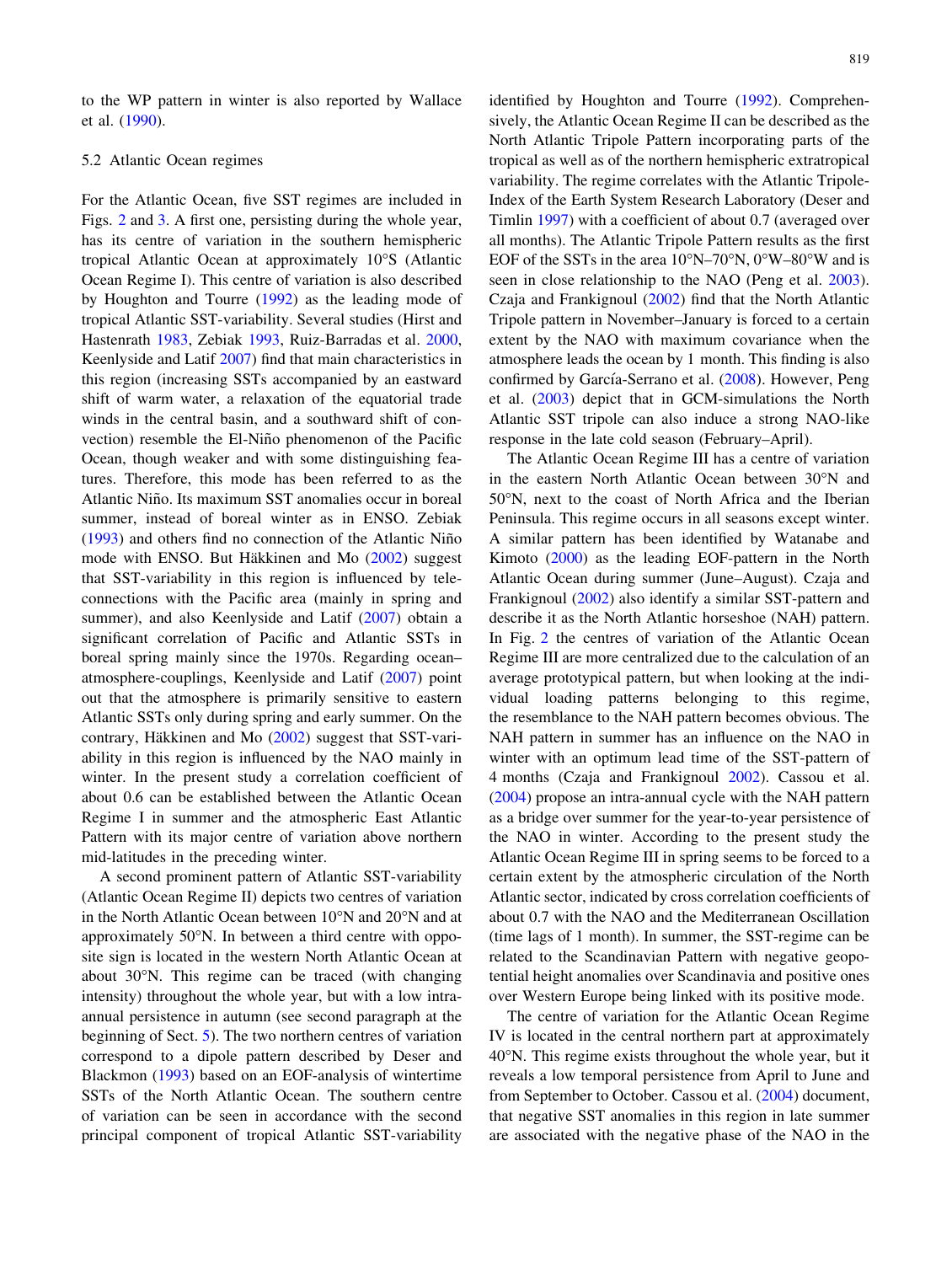to the WP pattern in winter is also reported by Wallace et al. (1990).

### 5.2 Atlantic Ocean regimes

For the Atlantic Ocean, five SST regimes are included in Figs. 2 and 3. A first one, persisting during the whole year, has its centre of variation in the southern hemispheric tropical Atlantic Ocean at approximately 10°S (Atlantic Ocean Regime I). This centre of variation is also described by Houghton and Tourre (1992) as the leading mode of tropical Atlantic SST-variability. Several studies (Hirst and Hastenrath 1983, Zebiak 1993, Ruiz-Barradas et al. 2000, Keenlyside and Latif 2007) find that main characteristics in this region (increasing SSTs accompanied by an eastward shift of warm water, a relaxation of the equatorial trade winds in the central basin, and a southward shift of convection) resemble the El-Niño phenomenon of the Pacific Ocean, though weaker and with some distinguishing features. Therefore, this mode has been referred to as the Atlantic Niño. Its maximum SST anomalies occur in boreal summer, instead of boreal winter as in ENSO. Zebiak (1993) and others find no connection of the Atlantic Niño mode with ENSO. But Häkkinen and Mo (2002) suggest that SST-variability in this region is influenced by teleconnections with the Pacific area (mainly in spring and summer), and also Keenlyside and Latif (2007) obtain a significant correlation of Pacific and Atlantic SSTs in boreal spring mainly since the 1970s. Regarding ocean–atmosphere-couplings, Keenlyside and Latif (2007) point out that the atmosphere is primarily sensitive to eastern Atlantic SSTs only during spring and early summer. On the contrary, Häkkinen and Mo (2002) suggest that SST-variability in this region is influenced by the NAO mainly in winter. In the present study a correlation coefficient of about 0.6 can be established between the Atlantic Ocean Regime I in summer and the atmospheric East Atlantic Pattern with its major centre of variation above northern mid-latitudes in the preceding winter.

A second prominent pattern of Atlantic SST-variability (Atlantic Ocean Regime II) depicts two centres of variation in the North Atlantic Ocean between 10°N and 20°N and at approximately 50°N. In between a third centre with opposite sign is located in the western North Atlantic Ocean at about 30°N. This regime can be traced (with changing intensity) throughout the whole year, but with a low intra-annual persistence in autumn (see second paragraph at the beginning of Sect. 5). The two northern centres of variation correspond to a dipole pattern described by Deser and Blackmon (1993) based on an EOF-analysis of wintertime SSTs of the North Atlantic Ocean. The southern centre of variation can be seen in accordance with the second principal component of tropical Atlantic SST-variability identified by Houghton and Tourre (1992). Comprehensively, the Atlantic Ocean Regime II can be described as the North Atlantic Tripole Pattern incorporating parts of the tropical as well as of the northern hemispheric extratropical variability. The regime correlates with the Atlantic Tripole-Index of the Earth System Research Laboratory (Deser and Timlin 1997) with a coefficient of about 0.7 (averaged over all months). The Atlantic Tripole Pattern results as the first EOF of the SSTs in the area 10°N–70°N, 0°W–80°W and is seen in close relationship to the NAO (Peng et al. 2003). Czaja and Frankignoul (2002) find that the North Atlantic Tripole pattern in November–January is forced to a certain extent by the NAO with maximum covariance when the atmosphere leads the ocean by 1 month. This finding is also confirmed by García-Serrano et al. (2008). However, Peng et al. (2003) depict that in GCM-simulations the North Atlantic SST tripole can also induce a strong NAO-like response in the late cold season (February–April).

The Atlantic Ocean Regime III has a centre of variation in the eastern North Atlantic Ocean between 30°N and 50°N, next to the coast of North Africa and the Iberian Peninsula. This regime occurs in all seasons except winter. A similar pattern has been identified by Watanabe and Kimoto (2000) as the leading EOF-pattern in the North Atlantic Ocean during summer (June–August). Czaja and Frankignoul (2002) also identify a similar SST-pattern and describe it as the North Atlantic horseshoe (NAH) pattern. In Fig. 2 the centres of variation of the Atlantic Ocean Regime III are more centralized due to the calculation of an average prototypical pattern, but when looking at the individual loading patterns belonging to this regime, the resemblance to the NAH pattern becomes obvious. The NAH pattern in summer has an influence on the NAO in winter with an optimum lead time of the SST-pattern of 4 months (Czaja and Frankignoul 2002). Cassou et al. (2004) propose an intra-annual cycle with the NAH pattern as a bridge over summer for the year-to-year persistence of the NAO in winter. According to the present study the Atlantic Ocean Regime III in spring seems to be forced to a certain extent by the atmospheric circulation of the North Atlantic sector, indicated by cross correlation coefficients of about 0.7 with the NAO and the Mediterranean Oscillation (time lags of 1 month). In summer, the SST-regime can be related to the Scandinavian Pattern with negative geopotential height anomalies over Scandinavia and positive ones over Western Europe being linked with its positive mode.

The centre of variation for the Atlantic Ocean Regime IV is located in the central northern part at approximately 40°N. This regime exists throughout the whole year, but it reveals a low temporal persistence from April to June and from September to October. Cassou et al. (2004) document, that negative SST anomalies in this region in late summer are associated with the negative phase of the NAO in the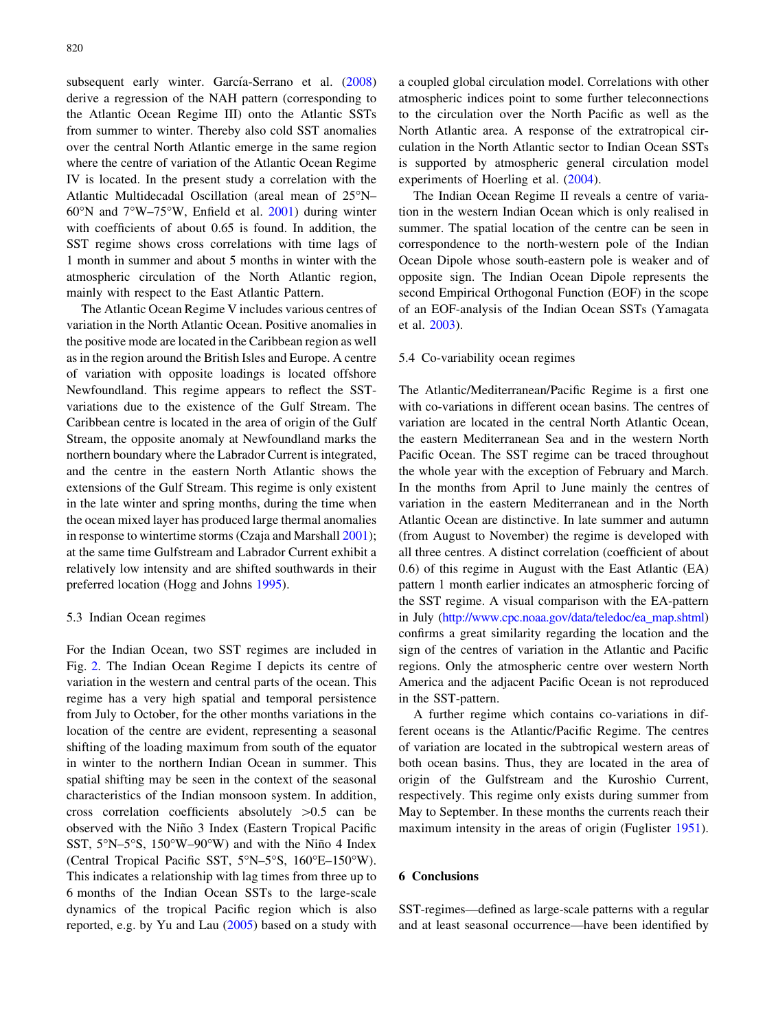subsequent early winter. García-Serrano et al. (2008) derive a regression of the NAH pattern (corresponding to the Atlantic Ocean Regime III) onto the Atlantic SSTs from summer to winter. Thereby also cold SST anomalies over the central North Atlantic emerge in the same region where the centre of variation of the Atlantic Ocean Regime IV is located. In the present study a correlation with the Atlantic Multidecadal Oscillation (areal mean of 25°N–60°N and 7°W–75°W, Enfield et al. 2001) during winter with coefficients of about 0.65 is found. In addition, the SST regime shows cross correlations with time lags of 1 month in summer and about 5 months in winter with the atmospheric circulation of the North Atlantic region, mainly with respect to the East Atlantic Pattern.

The Atlantic Ocean Regime V includes various centres of variation in the North Atlantic Ocean. Positive anomalies in the positive mode are located in the Caribbean region as well as in the region around the British Isles and Europe. A centre of variation with opposite loadings is located offshore Newfoundland. This regime appears to reflect the SST-variations due to the existence of the Gulf Stream. The Caribbean centre is located in the area of origin of the Gulf Stream, the opposite anomaly at Newfoundland marks the northern boundary where the Labrador Current is integrated, and the centre in the eastern North Atlantic shows the extensions of the Gulf Stream. This regime is only existent in the late winter and spring months, during the time when the ocean mixed layer has produced large thermal anomalies in response to wintertime storms (Czaja and Marshall 2001); at the same time Gulfstream and Labrador Current exhibit a relatively low intensity and are shifted southwards in their preferred location (Hogg and Johns 1995).

### 5.3 Indian Ocean regimes

For the Indian Ocean, two SST regimes are included in Fig. 2. The Indian Ocean Regime I depicts its centre of variation in the western and central parts of the ocean. This regime has a very high spatial and temporal persistence from July to October, for the other months variations in the location of the centre are evident, representing a seasonal shifting of the loading maximum from south of the equator in winter to the northern Indian Ocean in summer. This spatial shifting may be seen in the context of the seasonal characteristics of the Indian monsoon system. In addition, cross correlation coefficients absolutely >0.5 can be observed with the Niño 3 Index (Eastern Tropical Pacific SST, 5°N–5°S, 150°W–90°W) and with the Niño 4 Index (Central Tropical Pacific SST, 5°N–5°S, 160°E–150°W). This indicates a relationship with lag times from three up to 6 months of the Indian Ocean SSTs to the large-scale dynamics of the tropical Pacific region which is also reported, e.g. by Yu and Lau (2005) based on a study with a coupled global circulation model. Correlations with other atmospheric indices point to some further teleconnections to the circulation over the North Pacific as well as the North Atlantic area. A response of the extratropical circulation in the North Atlantic sector to Indian Ocean SSTs is supported by atmospheric general circulation model experiments of Hoerling et al. (2004).

The Indian Ocean Regime II reveals a centre of variation in the western Indian Ocean which is only realised in summer. The spatial location of the centre can be seen in correspondence to the north-western pole of the Indian Ocean Dipole whose south-eastern pole is weaker and of opposite sign. The Indian Ocean Dipole represents the second Empirical Orthogonal Function (EOF) in the scope of an EOF-analysis of the Indian Ocean SSTs (Yamagata et al. 2003).

### 5.4 Co-variability ocean regimes

The Atlantic/Mediterranean/Pacific Regime is a first one with co-variations in different ocean basins. The centres of variation are located in the central North Atlantic Ocean, the eastern Mediterranean Sea and in the western North Pacific Ocean. The SST regime can be traced throughout the whole year with the exception of February and March. In the months from April to June mainly the centres of variation in the eastern Mediterranean and in the North Atlantic Ocean are distinctive. In late summer and autumn (from August to November) the regime is developed with all three centres. A distinct correlation (coefficient of about 0.6) of this regime in August with the East Atlantic (EA) pattern 1 month earlier indicates an atmospheric forcing of the SST regime. A visual comparison with the EA-pattern in July (http://www.cpc.noaa.gov/data/teledoc/ea_map.shtml) confirms a great similarity regarding the location and the sign of the centres of variation in the Atlantic and Pacific regions. Only the atmospheric centre over western North America and the adjacent Pacific Ocean is not reproduced in the SST-pattern.

A further regime which contains co-variations in different oceans is the Atlantic/Pacific Regime. The centres of variation are located in the subtropical western areas of both ocean basins. Thus, they are located in the area of origin of the Gulfstream and the Kuroshio Current, respectively. This regime only exists during summer from May to September. In these months the currents reach their maximum intensity in the areas of origin (Fuglister 1951).

## 6 Conclusions

SST-regimes—defined as large-scale patterns with a regular and at least seasonal occurrence—have been identified by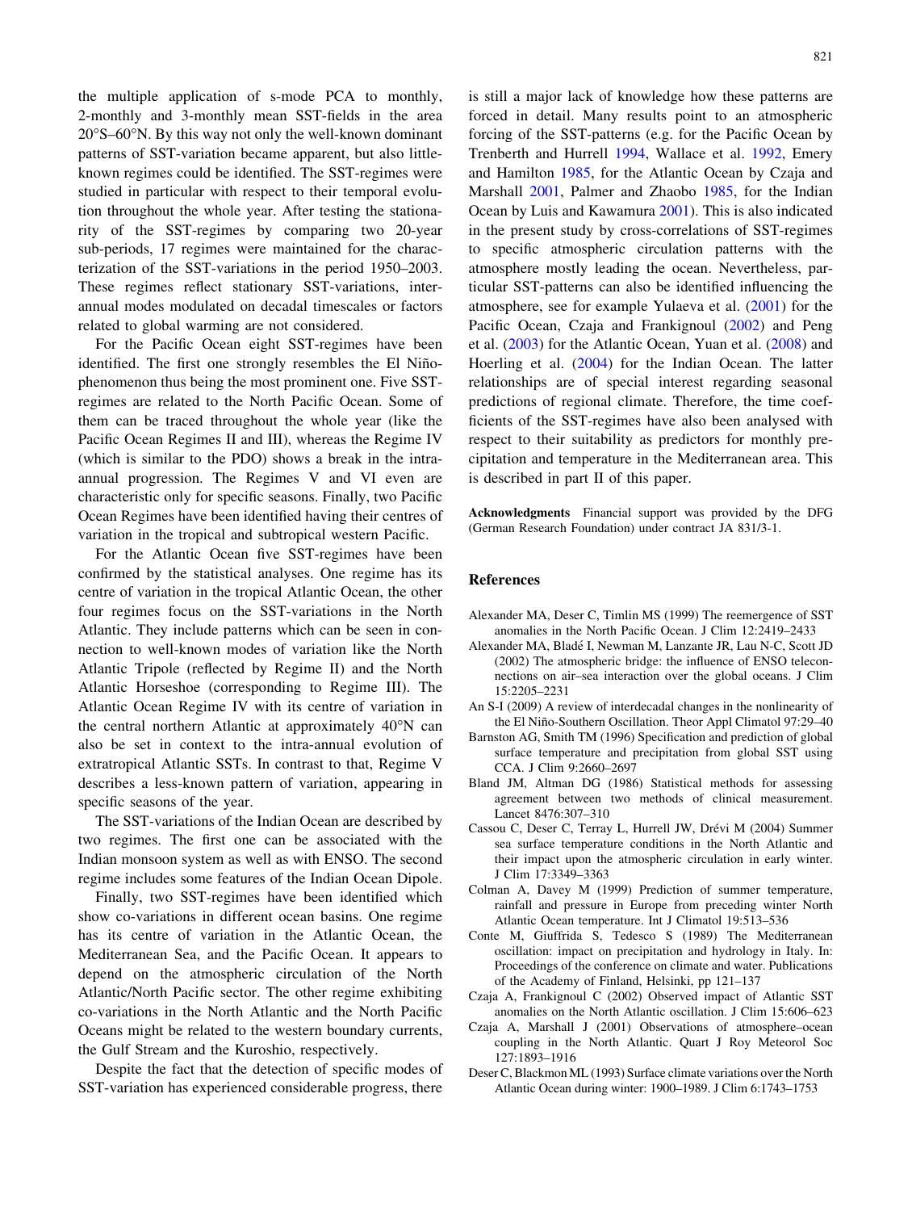the multiple application of s-mode PCA to monthly, 2-monthly and 3-monthly mean SST-fields in the area 20°S–60°N. By this way not only the well-known dominant patterns of SST-variation became apparent, but also little-known regimes could be identified. The SST-regimes were studied in particular with respect to their temporal evolution throughout the whole year. After testing the stationarity of the SST-regimes by comparing two 20-year sub-periods, 17 regimes were maintained for the characterization of the SST-variations in the period 1950–2003. These regimes reflect stationary SST-variations, interannual modes modulated on decadal timescales or factors related to global warming are not considered.

For the Pacific Ocean eight SST-regimes have been identified. The first one strongly resembles the El Niño-phenomenon thus being the most prominent one. Five SST-regimes are related to the North Pacific Ocean. Some of them can be traced throughout the whole year (like the Pacific Ocean Regimes II and III), whereas the Regime IV (which is similar to the PDO) shows a break in the intra-annual progression. The Regimes V and VI even are characteristic only for specific seasons. Finally, two Pacific Ocean Regimes have been identified having their centres of variation in the tropical and subtropical western Pacific.

For the Atlantic Ocean five SST-regimes have been confirmed by the statistical analyses. One regime has its centre of variation in the tropical Atlantic Ocean, the other four regimes focus on the SST-variations in the North Atlantic. They include patterns which can be seen in connection to well-known modes of variation like the North Atlantic Tripole (reflected by Regime II) and the North Atlantic Horseshoe (corresponding to Regime III). The Atlantic Ocean Regime IV with its centre of variation in the central northern Atlantic at approximately 40°N can also be set in context to the intra-annual evolution of extratropical Atlantic SSTs. In contrast to that, Regime V describes a less-known pattern of variation, appearing in specific seasons of the year.

The SST-variations of the Indian Ocean are described by two regimes. The first one can be associated with the Indian monsoon system as well as with ENSO. The second regime includes some features of the Indian Ocean Dipole.

Finally, two SST-regimes have been identified which show co-variations in different ocean basins. One regime has its centre of variation in the Atlantic Ocean, the Mediterranean Sea, and the Pacific Ocean. It appears to depend on the atmospheric circulation of the North Atlantic/North Pacific sector. The other regime exhibiting co-variations in the North Atlantic and the North Pacific Oceans might be related to the western boundary currents, the Gulf Stream and the Kuroshio, respectively.

Despite the fact that the detection of specific modes of SST-variation has experienced considerable progress, there is still a major lack of knowledge how these patterns are forced in detail. Many results point to an atmospheric forcing of the SST-patterns (e.g. for the Pacific Ocean by Trenberth and Hurrell 1994, Wallace et al. 1992, Emery and Hamilton 1985, for the Atlantic Ocean by Czaja and Marshall 2001, Palmer and Zhaobo 1985, for the Indian Ocean by Luis and Kawamura 2001). This is also indicated in the present study by cross-correlations of SST-regimes to specific atmospheric circulation patterns with the atmosphere mostly leading the ocean. Nevertheless, particular SST-patterns can also be identified influencing the atmosphere, see for example Yulaeva et al. (2001) for the Pacific Ocean, Czaja and Frankignoul (2002) and Peng et al. (2003) for the Atlantic Ocean, Yuan et al. (2008) and Hoerling et al. (2004) for the Indian Ocean. The latter relationships are of special interest regarding seasonal predictions of regional climate. Therefore, the time coefficients of the SST-regimes have also been analysed with respect to their suitability as predictors for monthly precipitation and temperature in the Mediterranean area. This is described in part II of this paper.

**Acknowledgments** Financial support was provided by the DFG (German Research Foundation) under contract JA 831/3-1.

## References

Alexander MA, Deser C, Timlin MS (1999) The reemergence of SST anomalies in the North Pacific Ocean. J Clim 12:2419–2433

Alexander MA, Bladé I, Newman M, Lanzante JR, Lau N-C, Scott JD (2002) The atmospheric bridge: the influence of ENSO teleconnections on air–sea interaction over the global oceans. J Clim 15:2205–2231

An S-I (2009) A review of interdecadal changes in the nonlinearity of the El Niño-Southern Oscillation. Theor Appl Climatol 97:29–40

Barnston AG, Smith TM (1996) Specification and prediction of global surface temperature and precipitation from global SST using CCA. J Clim 9:2660–2697

Bland JM, Altman DG (1986) Statistical methods for assessing agreement between two methods of clinical measurement. Lancet 8476:307–310

Cassou C, Deser C, Terray L, Hurrell JW, Drévi M (2004) Summer sea surface temperature conditions in the North Atlantic and their impact upon the atmospheric circulation in early winter. J Clim 17:3349–3363

Colman A, Davey M (1999) Prediction of summer temperature, rainfall and pressure in Europe from preceding winter North Atlantic Ocean temperature. Int J Climatol 19:513–536

Conte M, Giuffrida S, Tedesco S (1989) The Mediterranean oscillation: impact on precipitation and hydrology in Italy. In: Proceedings of the conference on climate and water. Publications of the Academy of Finland, Helsinki, pp 121–137

Czaja A, Frankignoul C (2002) Observed impact of Atlantic SST anomalies on the North Atlantic oscillation. J Clim 15:606–623

Czaja A, Marshall J (2001) Observations of atmosphere–ocean coupling in the North Atlantic. Quart J Roy Meteorol Soc 127:1893–1916

Deser C, Blackmon ML (1993) Surface climate variations over the North Atlantic Ocean during winter: 1900–1989. J Clim 6:1743–1753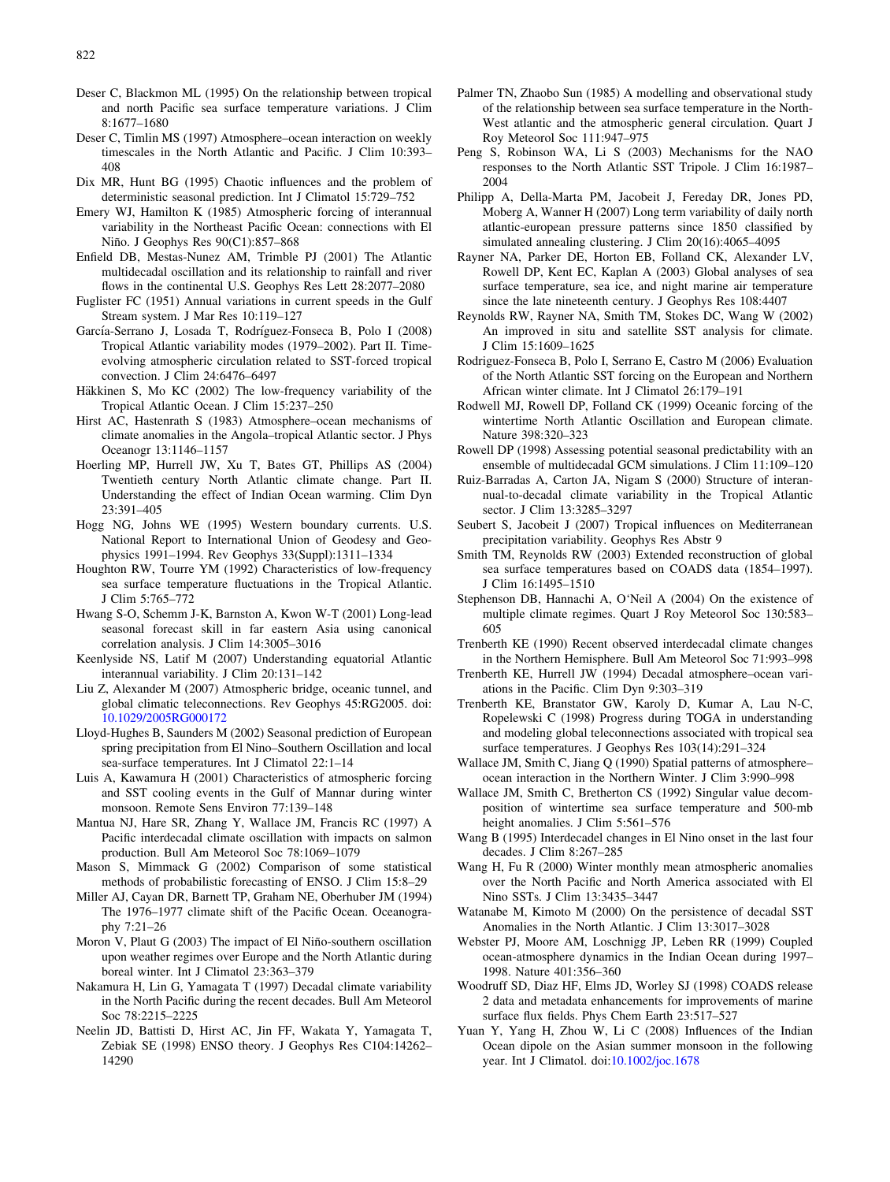Deser C, Blackmon ML (1995) On the relationship between tropical and north Pacific sea surface temperature variations. J Clim 8:1677–1680

Deser C, Timlin MS (1997) Atmosphere–ocean interaction on weekly timescales in the North Atlantic and Pacific. J Clim 10:393–408

Dix MR, Hunt BG (1995) Chaotic influences and the problem of deterministic seasonal prediction. Int J Climatol 15:729–752

Emery WJ, Hamilton K (1985) Atmospheric forcing of interannual variability in the Northeast Pacific Ocean: connections with El Niño. J Geophys Res 90(C1):857–868

Enfield DB, Mestas-Nunez AM, Trimble PJ (2001) The Atlantic multidecadal oscillation and its relationship to rainfall and river flows in the continental U.S. Geophys Res Lett 28:2077–2080

Fuglister FC (1951) Annual variations in current speeds in the Gulf Stream system. J Mar Res 10:119–127

García-Serrano J, Losada T, Rodríguez-Fonseca B, Polo I (2008) Tropical Atlantic variability modes (1979–2002). Part II. Time-evolving atmospheric circulation related to SST-forced tropical convection. J Clim 24:6476–6497

Häkkinen S, Mo KC (2002) The low-frequency variability of the Tropical Atlantic Ocean. J Clim 15:237–250

Hirst AC, Hastenrath S (1983) Atmosphere–ocean mechanisms of climate anomalies in the Angola–tropical Atlantic sector. J Phys Oceanogr 13:1146–1157

Hoerling MP, Hurrell JW, Xu T, Bates GT, Phillips AS (2004) Twentieth century North Atlantic climate change. Part II. Understanding the effect of Indian Ocean warming. Clim Dyn 23:391–405

Hogg NG, Johns WE (1995) Western boundary currents. U.S. National Report to International Union of Geodesy and Geophysics 1991–1994. Rev Geophys 33(Suppl):1311–1334

Houghton RW, Tourre YM (1992) Characteristics of low-frequency sea surface temperature fluctuations in the Tropical Atlantic. J Clim 5:765–772

Hwang S-O, Schemm J-K, Barnston A, Kwon W-T (2001) Long-lead seasonal forecast skill in far eastern Asia using canonical correlation analysis. J Clim 14:3005–3016

Keenlyside NS, Latif M (2007) Understanding equatorial Atlantic interannual variability. J Clim 20:131–142

Liu Z, Alexander M (2007) Atmospheric bridge, oceanic tunnel, and global climatic teleconnections. Rev Geophys 45:RG2005. doi:10.1029/2005RG000172

Lloyd-Hughes B, Saunders M (2002) Seasonal prediction of European spring precipitation from El Nino–Southern Oscillation and local sea-surface temperatures. Int J Climatol 22:1–14

Luis A, Kawamura H (2001) Characteristics of atmospheric forcing and SST cooling events in the Gulf of Mannar during winter monsoon. Remote Sens Environ 77:139–148

Mantua NJ, Hare SR, Zhang Y, Wallace JM, Francis RC (1997) A Pacific interdecadal climate oscillation with impacts on salmon production. Bull Am Meteorol Soc 78:1069–1079

Mason S, Mimmack G (2002) Comparison of some statistical methods of probabilistic forecasting of ENSO. J Clim 15:8–29

Miller AJ, Cayan DR, Barnett TP, Graham NE, Oberhuber JM (1994) The 1976–1977 climate shift of the Pacific Ocean. Oceanography 7:21–26

Moron V, Plaut G (2003) The impact of El Niño-southern oscillation upon weather regimes over Europe and the North Atlantic during boreal winter. Int J Climatol 23:363–379

Nakamura H, Lin G, Yamagata T (1997) Decadal climate variability in the North Pacific during the recent decades. Bull Am Meteorol Soc 78:2215–2225

Neelin JD, Battisti D, Hirst AC, Jin FF, Wakata Y, Yamagata T, Zebiak SE (1998) ENSO theory. J Geophys Res C104:14262–14290

Palmer TN, Zhaobo Sun (1985) A modelling and observational study of the relationship between sea surface temperature in the North-West atlantic and the atmospheric general circulation. Quart J Roy Meteorol Soc 111:947–975

Peng S, Robinson WA, Li S (2003) Mechanisms for the NAO responses to the North Atlantic SST Tripole. J Clim 16:1987–2004

Philipp A, Della-Marta PM, Jacobeit J, Fereday DR, Jones PD, Moberg A, Wanner H (2007) Long term variability of daily north atlantic-european pressure patterns since 1850 classified by simulated annealing clustering. J Clim 20(16):4065–4095

Rayner NA, Parker DE, Horton EB, Folland CK, Alexander LV, Rowell DP, Kent EC, Kaplan A (2003) Global analyses of sea surface temperature, sea ice, and night marine air temperature since the late nineteenth century. J Geophys Res 108:4407

Reynolds RW, Rayner NA, Smith TM, Stokes DC, Wang W (2002) An improved in situ and satellite SST analysis for climate. J Clim 15:1609–1625

Rodriguez-Fonseca B, Polo I, Serrano E, Castro M (2006) Evaluation of the North Atlantic SST forcing on the European and Northern African winter climate. Int J Climatol 26:179–191

Rodwell MJ, Rowell DP, Folland CK (1999) Oceanic forcing of the wintertime North Atlantic Oscillation and European climate. Nature 398:320–323

Rowell DP (1998) Assessing potential seasonal predictability with an ensemble of multidecadal GCM simulations. J Clim 11:109–120

Ruiz-Barradas A, Carton JA, Nigam S (2000) Structure of interannual-to-decadal climate variability in the Tropical Atlantic sector. J Clim 13:3285–3297

Seubert S, Jacobeit J (2007) Tropical influences on Mediterranean precipitation variability. Geophys Res Abstr 9

Smith TM, Reynolds RW (2003) Extended reconstruction of global sea surface temperatures based on COADS data (1854–1997). J Clim 16:1495–1510

Stephenson DB, Hannachi A, O'Neil A (2004) On the existence of multiple climate regimes. Quart J Roy Meteorol Soc 130:583–605

Trenberth KE (1990) Recent observed interdecadal climate changes in the Northern Hemisphere. Bull Am Meteorol Soc 71:993–998

Trenberth KE, Hurrell JW (1994) Decadal atmosphere–ocean variations in the Pacific. Clim Dyn 9:303–319

Trenberth KE, Branstator GW, Karoly D, Kumar A, Lau N-C, Ropelewski C (1998) Progress during TOGA in understanding and modeling global teleconnections associated with tropical sea surface temperatures. J Geophys Res 103(14):291–324

Wallace JM, Smith C, Jiang Q (1990) Spatial patterns of atmosphere–ocean interaction in the Northern Winter. J Clim 3:990–998

Wallace JM, Smith C, Bretherton CS (1992) Singular value decomposition of wintertime sea surface temperature and 500-mb height anomalies. J Clim 5:561–576

Wang B (1995) Interdecadel changes in El Nino onset in the last four decades. J Clim 8:267–285

Wang H, Fu R (2000) Winter monthly mean atmospheric anomalies over the North Pacific and North America associated with El Nino SSTs. J Clim 13:3435–3447

Watanabe M, Kimoto M (2000) On the persistence of decadal SST Anomalies in the North Atlantic. J Clim 13:3017–3028

Webster PJ, Moore AM, Loschnigg JP, Leben RR (1999) Coupled ocean-atmosphere dynamics in the Indian Ocean during 1997–1998. Nature 401:356–360

Woodruff SD, Diaz HF, Elms JD, Worley SJ (1998) COADS release 2 data and metadata enhancements for improvements of marine surface flux fields. Phys Chem Earth 23:517–527

Yuan Y, Yang H, Zhou W, Li C (2008) Influences of the Indian Ocean dipole on the Asian summer monsoon in the following year. Int J Climatol. doi:10.1002/joc.1678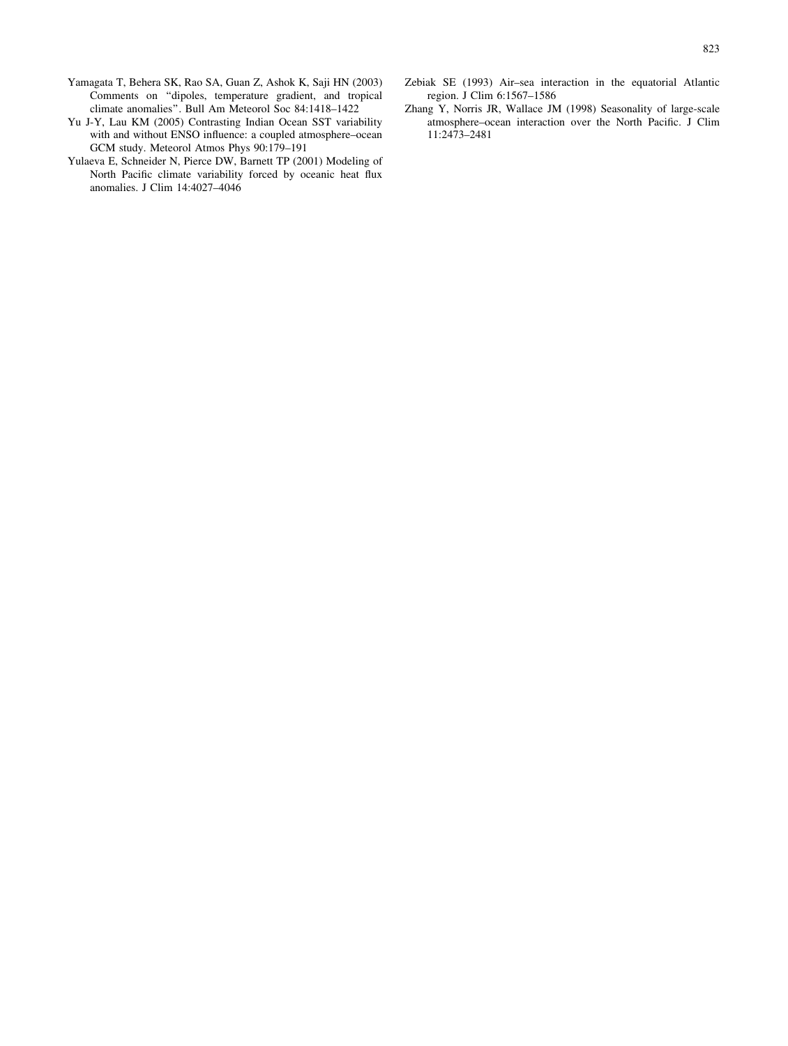Yamagata T, Behera SK, Rao SA, Guan Z, Ashok K, Saji HN (2003) Comments on "dipoles, temperature gradient, and tropical climate anomalies". Bull Am Meteorol Soc 84:1418–1422

Yu J-Y, Lau KM (2005) Contrasting Indian Ocean SST variability with and without ENSO influence: a coupled atmosphere–ocean GCM study. Meteorol Atmos Phys 90:179–191

Yulaeva E, Schneider N, Pierce DW, Barnett TP (2001) Modeling of North Pacific climate variability forced by oceanic heat flux anomalies. J Clim 14:4027–4046

Zebiak SE (1993) Air–sea interaction in the equatorial Atlantic region. J Clim 6:1567–1586

Zhang Y, Norris JR, Wallace JM (1998) Seasonality of large-scale atmosphere–ocean interaction over the North Pacific. J Clim 11:2473–2481